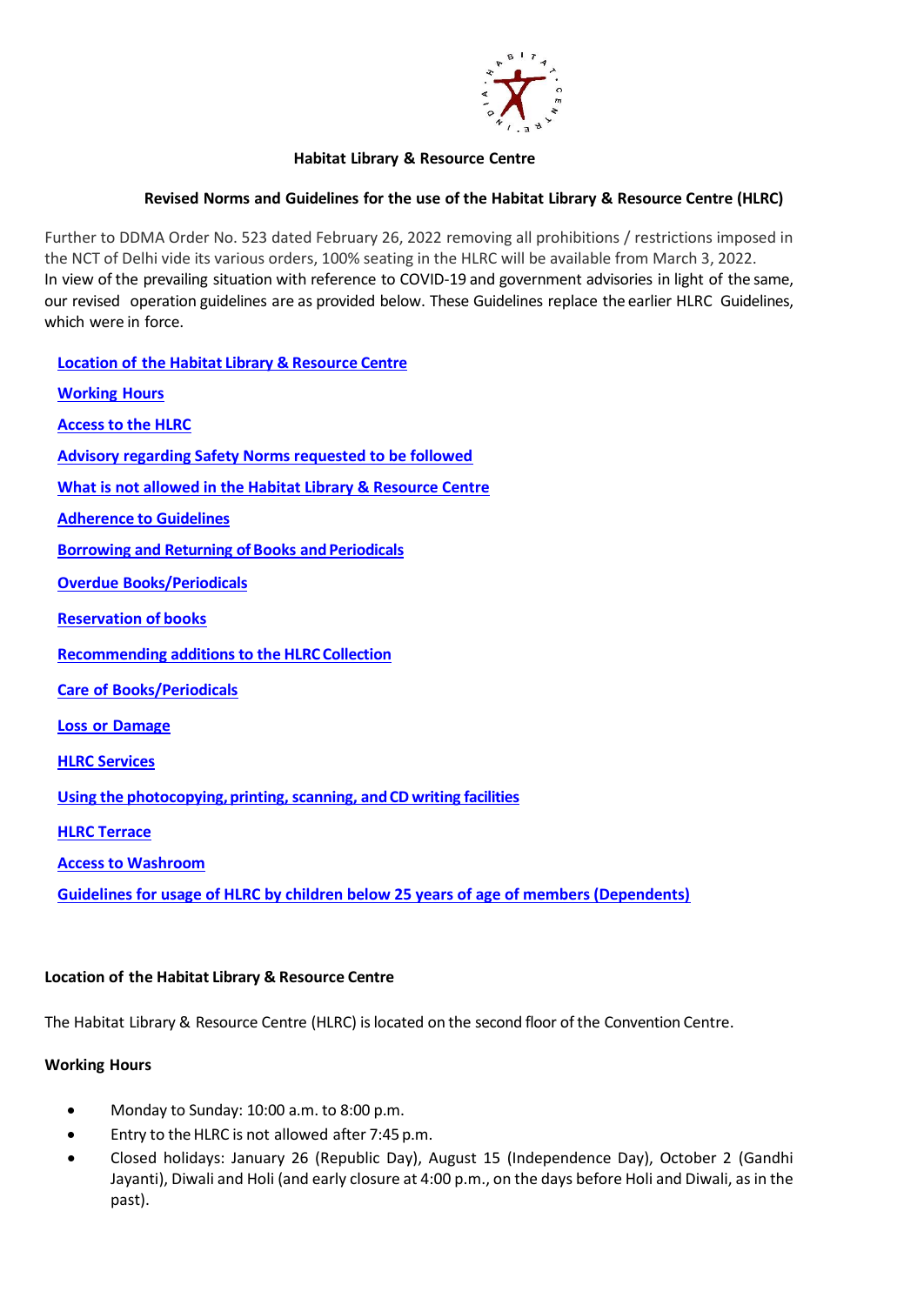**Habitat Library & Resource Centre**

**Revised Norms and Guidelines for the use of the Habitat Library & Resource Centre (HLRC)**

Further to DDMA Order No. 523 dated February 26, 2022 removing all prohibitions / restrictions imposed in the NCT of Delhi vide its various orders, 100% seating in the HLRC will be available from March 3, 2022. In view of the prevailing situation with reference to COVID-19 and government advisories in light of the same, our revised operation guidelines are as provided below. These Guidelines replace the earlier HLRC Guidelines, which were in force.

- Location of the Habitat Library & Resource Centre
- Working Hours
- Access to the HLRC
- Advisory regarding Safety Norms requested to be followed
- What is not allowed in the Habitat Library & Resource Centre
- Adherence to Guidelines
- Borrowing and Returning of Books and Periodicals
- Overdue Books/Periodicals
- Reservation of books
- Recommending additions to the HLRC Collection
- Care of Books/Periodicals
- Loss or Damage
- HLRC Services
- Using the photocopying, printing, scanning, and CD writing facilities
- HLRC Terrace
- Access to Washroom
- Guidelines for usage of HLRC by children below 25 years of age of members (Dependents)

### Location of the Habitat Library & Resource Centre

The Habitat Library & Resource Centre (HLRC) is located on the second floor of the Convention Centre.

### Working Hours

- Monday to Sunday: 10:00 a.m. to 8:00 p.m.
- Entry to the HLRC is not allowed after 7:45 p.m.
- Closed holidays: January 26 (Republic Day), August 15 (Independence Day), October 2 (Gandhi Jayanti), Diwali and Holi (and early closure at 4:00 p.m., on the days before Holi and Diwali, as in the past).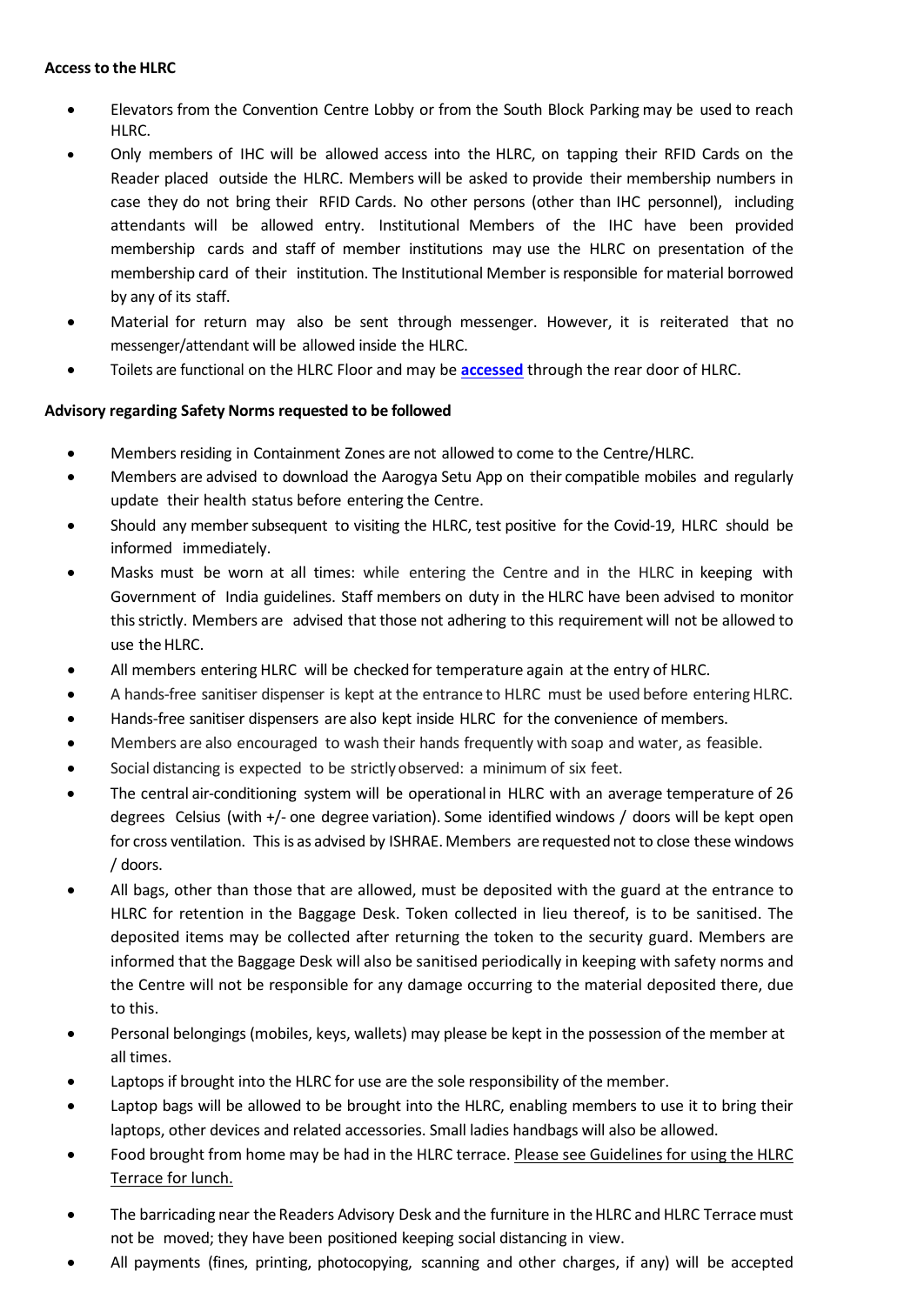**Access to the HLRC**

- Elevators from the Convention Centre Lobby or from the South Block Parking may be used to reach HLRC.
- Only members of IHC will be allowed access into the HLRC, on tapping their RFID Cards on the Reader placed outside the HLRC. Members will be asked to provide their membership numbers in case they do not bring their RFID Cards. No other persons (other than IHC personnel), including attendants will be allowed entry. Institutional Members of the IHC have been provided membership cards and staff of member institutions may use the HLRC on presentation of the membership card of their institution. The Institutional Member is responsible for material borrowed by any of its staff.
- Material for return may also be sent through messenger. However, it is reiterated that no messenger/attendant will be allowed inside the HLRC.
- Toilets are functional on the HLRC Floor and may be **accessed** through the rear door of HLRC.

**Advisory regarding Safety Norms requested to be followed**

- Members residing in Containment Zones are not allowed to come to the Centre/HLRC.
- Members are advised to download the Aarogya Setu App on their compatible mobiles and regularly update their health status before entering the Centre.
- Should any member subsequent to visiting the HLRC, test positive for the Covid-19, HLRC should be informed immediately.
- Masks must be worn at all times: while entering the Centre and in the HLRC in keeping with Government of India guidelines. Staff members on duty in the HLRC have been advised to monitor this strictly. Members are advised that those not adhering to this requirement will not be allowed to use the HLRC.
- All members entering HLRC will be checked for temperature again at the entry of HLRC.
- A hands-free sanitiser dispenser is kept at the entrance to HLRC must be used before entering HLRC.
- Hands-free sanitiser dispensers are also kept inside HLRC for the convenience of members.
- Members are also encouraged to wash their hands frequently with soap and water, as feasible.
- Social distancing is expected to be strictly observed: a minimum of six feet.
- The central air-conditioning system will be operational in HLRC with an average temperature of 26 degrees Celsius (with +/- one degree variation). Some identified windows / doors will be kept open for cross ventilation. This is as advised by ISHRAE. Members are requested not to close these windows / doors.
- All bags, other than those that are allowed, must be deposited with the guard at the entrance to HLRC for retention in the Baggage Desk. Token collected in lieu thereof, is to be sanitised. The deposited items may be collected after returning the token to the security guard. Members are informed that the Baggage Desk will also be sanitised periodically in keeping with safety norms and the Centre will not be responsible for any damage occurring to the material deposited there, due to this.
- Personal belongings (mobiles, keys, wallets) may please be kept in the possession of the member at all times.
- Laptops if brought into the HLRC for use are the sole responsibility of the member.
- Laptop bags will be allowed to be brought into the HLRC, enabling members to use it to bring their laptops, other devices and related accessories. Small ladies handbags will also be allowed.
- Food brought from home may be had in the HLRC terrace. Please see Guidelines for using the HLRC Terrace for lunch.
- The barricading near the Readers Advisory Desk and the furniture in the HLRC and HLRC Terrace must not be moved; they have been positioned keeping social distancing in view.
- All payments (fines, printing, photocopying, scanning and other charges, if any) will be accepted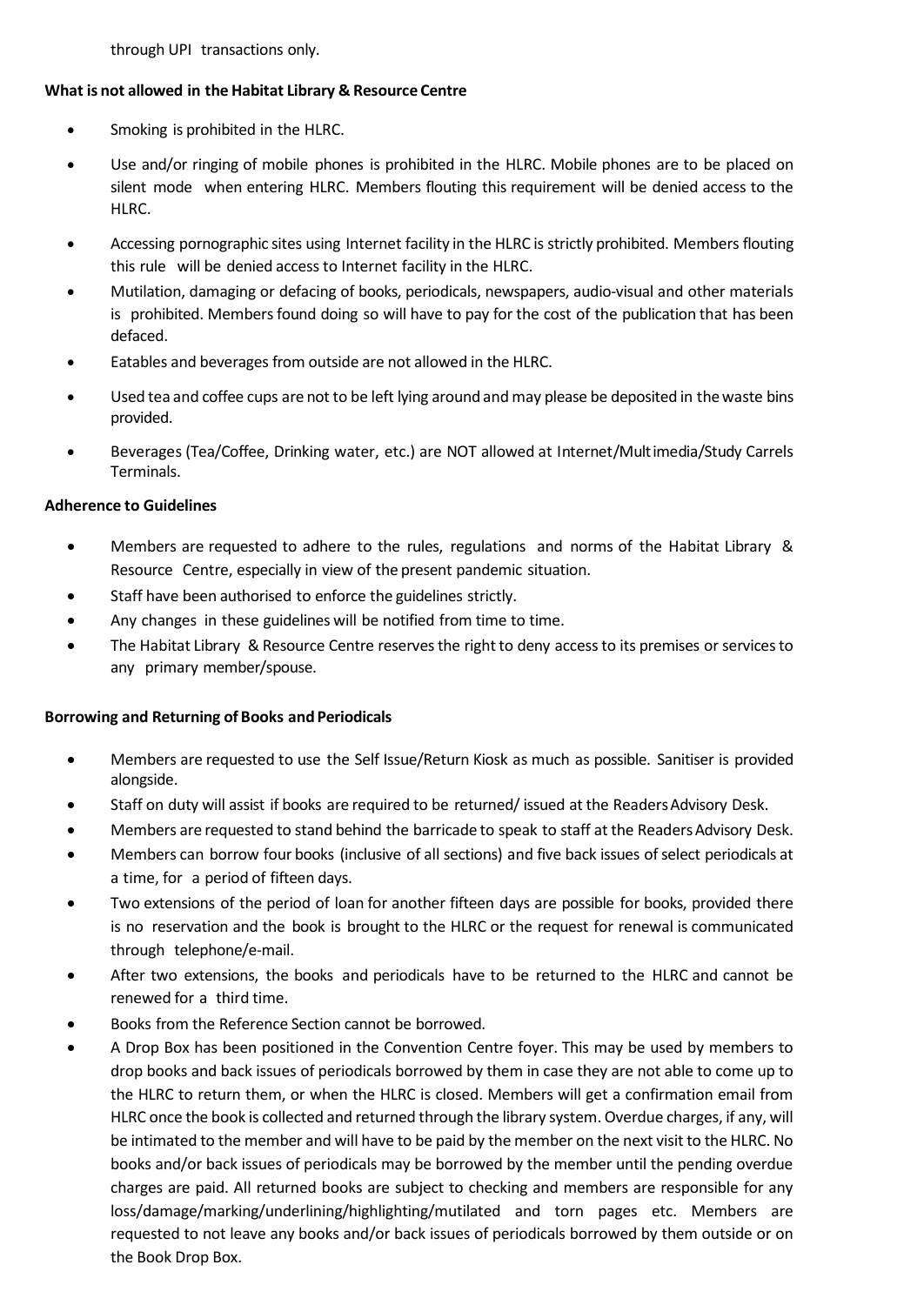through UPI transactions only.

**What is not allowed in the Habitat Library & Resource Centre**

- Smoking is prohibited in the HLRC.
- Use and/or ringing of mobile phones is prohibited in the HLRC. Mobile phones are to be placed on silent mode when entering HLRC. Members flouting this requirement will be denied access to the HLRC.
- Accessing pornographic sites using Internet facility in the HLRC is strictly prohibited. Members flouting this rule will be denied access to Internet facility in the HLRC.
- Mutilation, damaging or defacing of books, periodicals, newspapers, audio-visual and other materials is prohibited. Members found doing so will have to pay for the cost of the publication that has been defaced.
- Eatables and beverages from outside are not allowed in the HLRC.
- Used tea and coffee cups are not to be left lying around and may please be deposited in the waste bins provided.
- Beverages (Tea/Coffee, Drinking water, etc.) are NOT allowed at Internet/Multimedia/Study Carrels Terminals.

**Adherence to Guidelines**

- Members are requested to adhere to the rules, regulations and norms of the Habitat Library & Resource Centre, especially in view of the present pandemic situation.
- Staff have been authorised to enforce the guidelines strictly.
- Any changes in these guidelines will be notified from time to time.
- The Habitat Library & Resource Centre reserves the right to deny access to its premises or services to any primary member/spouse.

**Borrowing and Returning of Books and Periodicals**

- Members are requested to use the Self Issue/Return Kiosk as much as possible. Sanitiser is provided alongside.
- Staff on duty will assist if books are required to be returned/ issued at the Readers Advisory Desk.
- Members are requested to stand behind the barricade to speak to staff at the Readers Advisory Desk.
- Members can borrow four books (inclusive of all sections) and five back issues of select periodicals at a time, for a period of fifteen days.
- Two extensions of the period of loan for another fifteen days are possible for books, provided there is no reservation and the book is brought to the HLRC or the request for renewal is communicated through telephone/e-mail.
- After two extensions, the books and periodicals have to be returned to the HLRC and cannot be renewed for a third time.
- Books from the Reference Section cannot be borrowed.
- A Drop Box has been positioned in the Convention Centre foyer. This may be used by members to drop books and back issues of periodicals borrowed by them in case they are not able to come up to the HLRC to return them, or when the HLRC is closed. Members will get a confirmation email from HLRC once the book is collected and returned through the library system. Overdue charges, if any, will be intimated to the member and will have to be paid by the member on the next visit to the HLRC. No books and/or back issues of periodicals may be borrowed by the member until the pending overdue charges are paid. All returned books are subject to checking and members are responsible for any loss/damage/marking/underlining/highlighting/mutilated and torn pages etc. Members are requested to not leave any books and/or back issues of periodicals borrowed by them outside or on the Book Drop Box.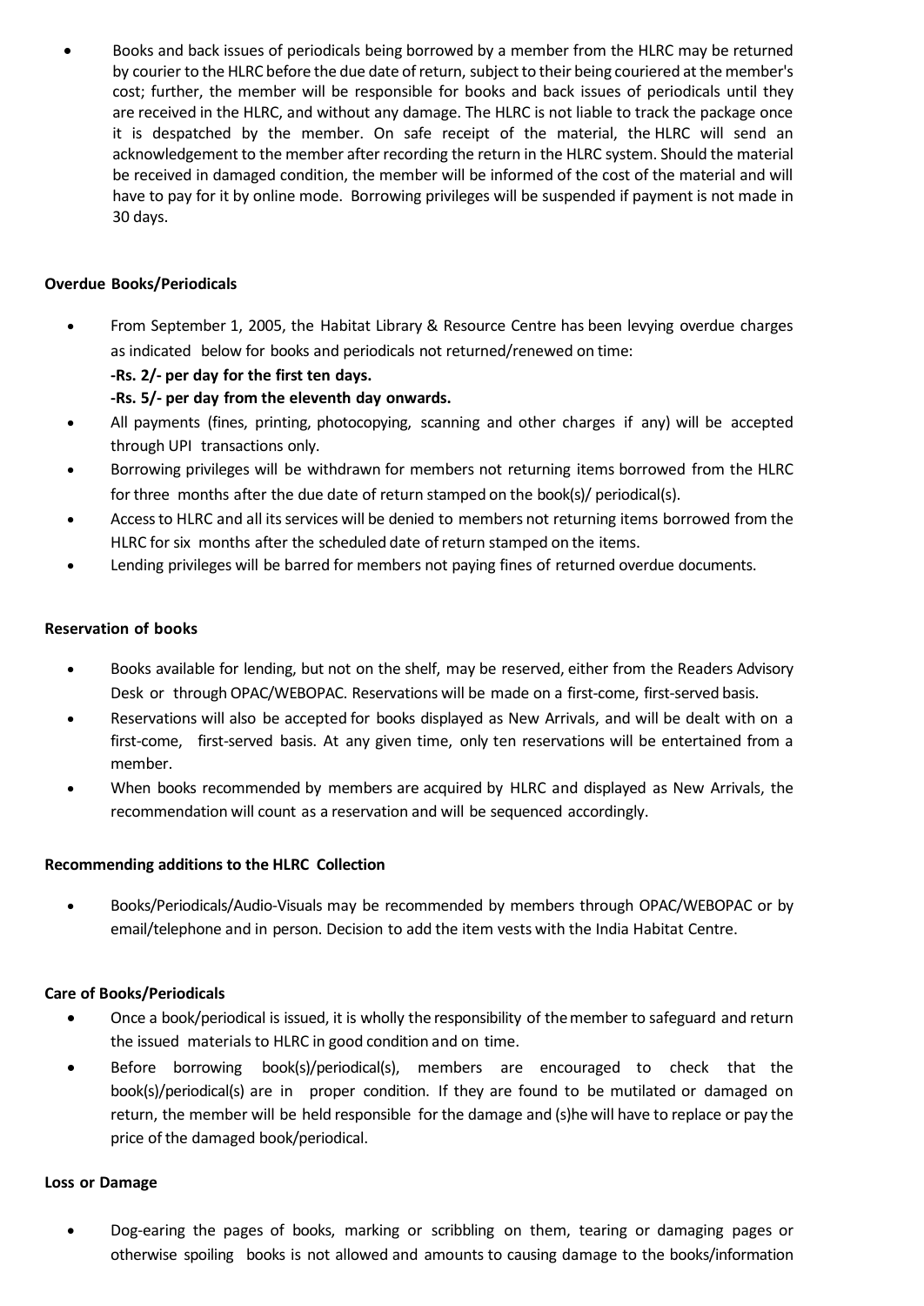- Books and back issues of periodicals being borrowed by a member from the HLRC may be returned by courier to the HLRC before the due date of return, subject to their being couriered at the member's cost; further, the member will be responsible for books and back issues of periodicals until they are received in the HLRC, and without any damage. The HLRC is not liable to track the package once it is despatched by the member. On safe receipt of the material, the HLRC will send an acknowledgement to the member after recording the return in the HLRC system. Should the material be received in damaged condition, the member will be informed of the cost of the material and will have to pay for it by online mode. Borrowing privileges will be suspended if payment is not made in 30 days.

**Overdue Books/Periodicals**

- From September 1, 2005, the Habitat Library & Resource Centre has been levying overdue charges as indicated below for books and periodicals not returned/renewed on time:
  **-Rs. 2/- per day for the first ten days.**
  **-Rs. 5/- per day from the eleventh day onwards.**
- All payments (fines, printing, photocopying, scanning and other charges if any) will be accepted through UPI transactions only.
- Borrowing privileges will be withdrawn for members not returning items borrowed from the HLRC for three months after the due date of return stamped on the book(s)/ periodical(s).
- Access to HLRC and all its services will be denied to members not returning items borrowed from the HLRC for six months after the scheduled date of return stamped on the items.
- Lending privileges will be barred for members not paying fines of returned overdue documents.

**Reservation of books**

- Books available for lending, but not on the shelf, may be reserved, either from the Readers Advisory Desk or through OPAC/WEBOPAC. Reservations will be made on a first-come, first-served basis.
- Reservations will also be accepted for books displayed as New Arrivals, and will be dealt with on a first-come, first-served basis. At any given time, only ten reservations will be entertained from a member.
- When books recommended by members are acquired by HLRC and displayed as New Arrivals, the recommendation will count as a reservation and will be sequenced accordingly.

**Recommending additions to the HLRC Collection**

- Books/Periodicals/Audio-Visuals may be recommended by members through OPAC/WEBOPAC or by email/telephone and in person. Decision to add the item vests with the India Habitat Centre.

**Care of Books/Periodicals**

- Once a book/periodical is issued, it is wholly the responsibility of the member to safeguard and return the issued materials to HLRC in good condition and on time.
- Before borrowing book(s)/periodical(s), members are encouraged to check that the book(s)/periodical(s) are in proper condition. If they are found to be mutilated or damaged on return, the member will be held responsible for the damage and (s)he will have to replace or pay the price of the damaged book/periodical.

**Loss or Damage**

- Dog-earing the pages of books, marking or scribbling on them, tearing or damaging pages or otherwise spoiling books is not allowed and amounts to causing damage to the books/information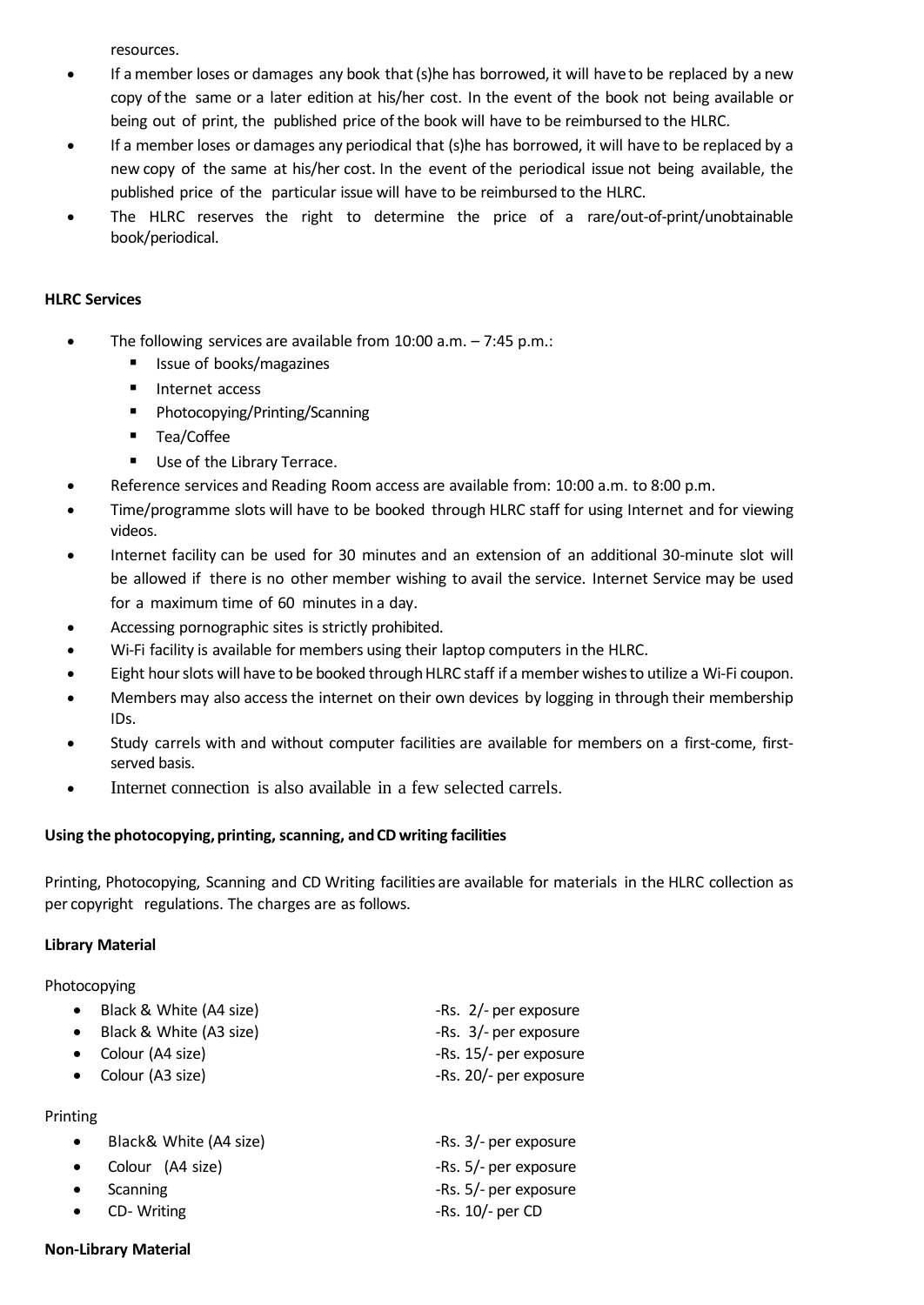resources.

- If a member loses or damages any book that (s)he has borrowed, it will have to be replaced by a new copy of the same or a later edition at his/her cost. In the event of the book not being available or being out of print, the published price of the book will have to be reimbursed to the HLRC.
- If a member loses or damages any periodical that (s)he has borrowed, it will have to be replaced by a new copy of the same at his/her cost. In the event of the periodical issue not being available, the published price of the particular issue will have to be reimbursed to the HLRC.
- The HLRC reserves the right to determine the price of a rare/out-of-print/unobtainable book/periodical.

**HLRC Services**

- The following services are available from 10:00 a.m. – 7:45 p.m.:
  - Issue of books/magazines
  - Internet access
  - Photocopying/Printing/Scanning
  - Tea/Coffee
  - Use of the Library Terrace.
- Reference services and Reading Room access are available from: 10:00 a.m. to 8:00 p.m.
- Time/programme slots will have to be booked through HLRC staff for using Internet and for viewing videos.
- Internet facility can be used for 30 minutes and an extension of an additional 30-minute slot will be allowed if there is no other member wishing to avail the service. Internet Service may be used for a maximum time of 60 minutes in a day.
- Accessing pornographic sites is strictly prohibited.
- Wi-Fi facility is available for members using their laptop computers in the HLRC.
- Eight hour slots will have to be booked through HLRC staff if a member wishes to utilize a Wi-Fi coupon.
- Members may also access the internet on their own devices by logging in through their membership IDs.
- Study carrels with and without computer facilities are available for members on a first-come, first-served basis.
- Internet connection is also available in a few selected carrels.

**Using the photocopying, printing, scanning, and CD writing facilities**

Printing, Photocopying, Scanning and CD Writing facilities are available for materials in the HLRC collection as per copyright regulations. The charges are as follows.

**Library Material**

Photocopying

- Black & White (A4 size) -Rs. 2/- per exposure
- Black & White (A3 size) -Rs. 3/- per exposure
- Colour (A4 size) -Rs. 15/- per exposure
- Colour (A3 size) -Rs. 20/- per exposure

Printing

- Black& White (A4 size) -Rs. 3/- per exposure
- Colour (A4 size) -Rs. 5/- per exposure
- Scanning -Rs. 5/- per exposure
- CD- Writing -Rs. 10/- per CD

**Non-Library Material**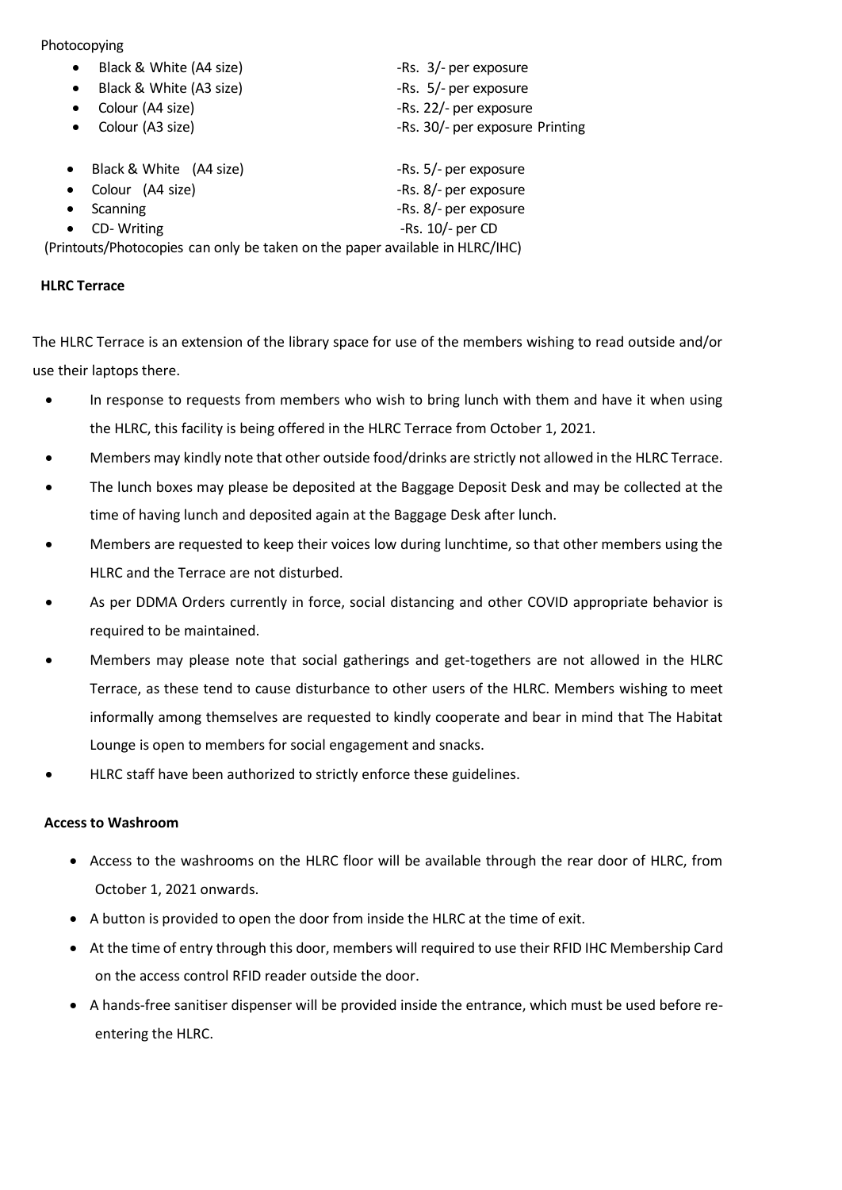Photocopying

- Black & White (A4 size) -Rs. 3/- per exposure
- Black & White (A3 size) -Rs. 5/- per exposure
- Colour (A4 size) -Rs. 22/- per exposure
- Colour (A3 size) -Rs. 30/- per exposure Printing

- Black & White (A4 size) -Rs. 5/- per exposure
- Colour (A4 size) -Rs. 8/- per exposure
- Scanning -Rs. 8/- per exposure
- CD- Writing -Rs. 10/- per CD

(Printouts/Photocopies can only be taken on the paper available in HLRC/IHC)

**HLRC Terrace**

The HLRC Terrace is an extension of the library space for use of the members wishing to read outside and/or use their laptops there.

- In response to requests from members who wish to bring lunch with them and have it when using the HLRC, this facility is being offered in the HLRC Terrace from October 1, 2021.
- Members may kindly note that other outside food/drinks are strictly not allowed in the HLRC Terrace.
- The lunch boxes may please be deposited at the Baggage Deposit Desk and may be collected at the time of having lunch and deposited again at the Baggage Desk after lunch.
- Members are requested to keep their voices low during lunchtime, so that other members using the HLRC and the Terrace are not disturbed.
- As per DDMA Orders currently in force, social distancing and other COVID appropriate behavior is required to be maintained.
- Members may please note that social gatherings and get-togethers are not allowed in the HLRC Terrace, as these tend to cause disturbance to other users of the HLRC. Members wishing to meet informally among themselves are requested to kindly cooperate and bear in mind that The Habitat Lounge is open to members for social engagement and snacks.
- HLRC staff have been authorized to strictly enforce these guidelines.

**Access to Washroom**

- Access to the washrooms on the HLRC floor will be available through the rear door of HLRC, from October 1, 2021 onwards.
- A button is provided to open the door from inside the HLRC at the time of exit.
- At the time of entry through this door, members will required to use their RFID IHC Membership Card on the access control RFID reader outside the door.
- A hands-free sanitiser dispenser will be provided inside the entrance, which must be used before re-entering the HLRC.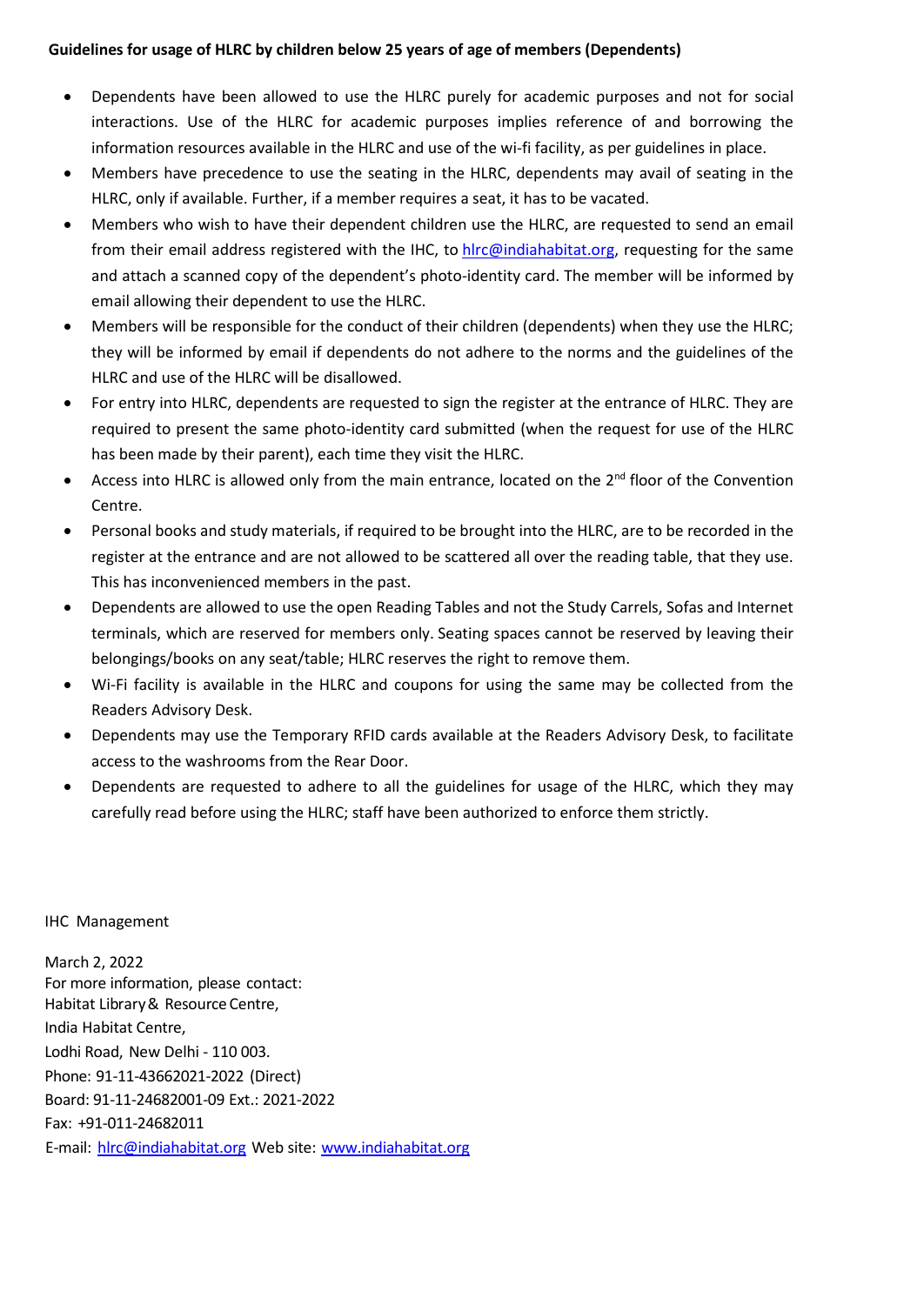**Guidelines for usage of HLRC by children below 25 years of age of members (Dependents)**

- Dependents have been allowed to use the HLRC purely for academic purposes and not for social interactions. Use of the HLRC for academic purposes implies reference of and borrowing the information resources available in the HLRC and use of the wi-fi facility, as per guidelines in place.
- Members have precedence to use the seating in the HLRC, dependents may avail of seating in the HLRC, only if available. Further, if a member requires a seat, it has to be vacated.
- Members who wish to have their dependent children use the HLRC, are requested to send an email from their email address registered with the IHC, to hlrc@indiahabitat.org, requesting for the same and attach a scanned copy of the dependent's photo-identity card. The member will be informed by email allowing their dependent to use the HLRC.
- Members will be responsible for the conduct of their children (dependents) when they use the HLRC; they will be informed by email if dependents do not adhere to the norms and the guidelines of the HLRC and use of the HLRC will be disallowed.
- For entry into HLRC, dependents are requested to sign the register at the entrance of HLRC. They are required to present the same photo-identity card submitted (when the request for use of the HLRC has been made by their parent), each time they visit the HLRC.
- Access into HLRC is allowed only from the main entrance, located on the 2nd floor of the Convention Centre.
- Personal books and study materials, if required to be brought into the HLRC, are to be recorded in the register at the entrance and are not allowed to be scattered all over the reading table, that they use. This has inconvenienced members in the past.
- Dependents are allowed to use the open Reading Tables and not the Study Carrels, Sofas and Internet terminals, which are reserved for members only. Seating spaces cannot be reserved by leaving their belongings/books on any seat/table; HLRC reserves the right to remove them.
- Wi-Fi facility is available in the HLRC and coupons for using the same may be collected from the Readers Advisory Desk.
- Dependents may use the Temporary RFID cards available at the Readers Advisory Desk, to facilitate access to the washrooms from the Rear Door.
- Dependents are requested to adhere to all the guidelines for usage of the HLRC, which they may carefully read before using the HLRC; staff have been authorized to enforce them strictly.

IHC Management

March 2, 2022
For more information, please contact:
Habitat Library & Resource Centre,
India Habitat Centre,
Lodhi Road, New Delhi - 110 003.
Phone: 91-11-43662021-2022 (Direct)
Board: 91-11-24682001-09 Ext.: 2021-2022
Fax: +91-011-24682011
E-mail: hlrc@indiahabitat.org Web site: www.indiahabitat.org